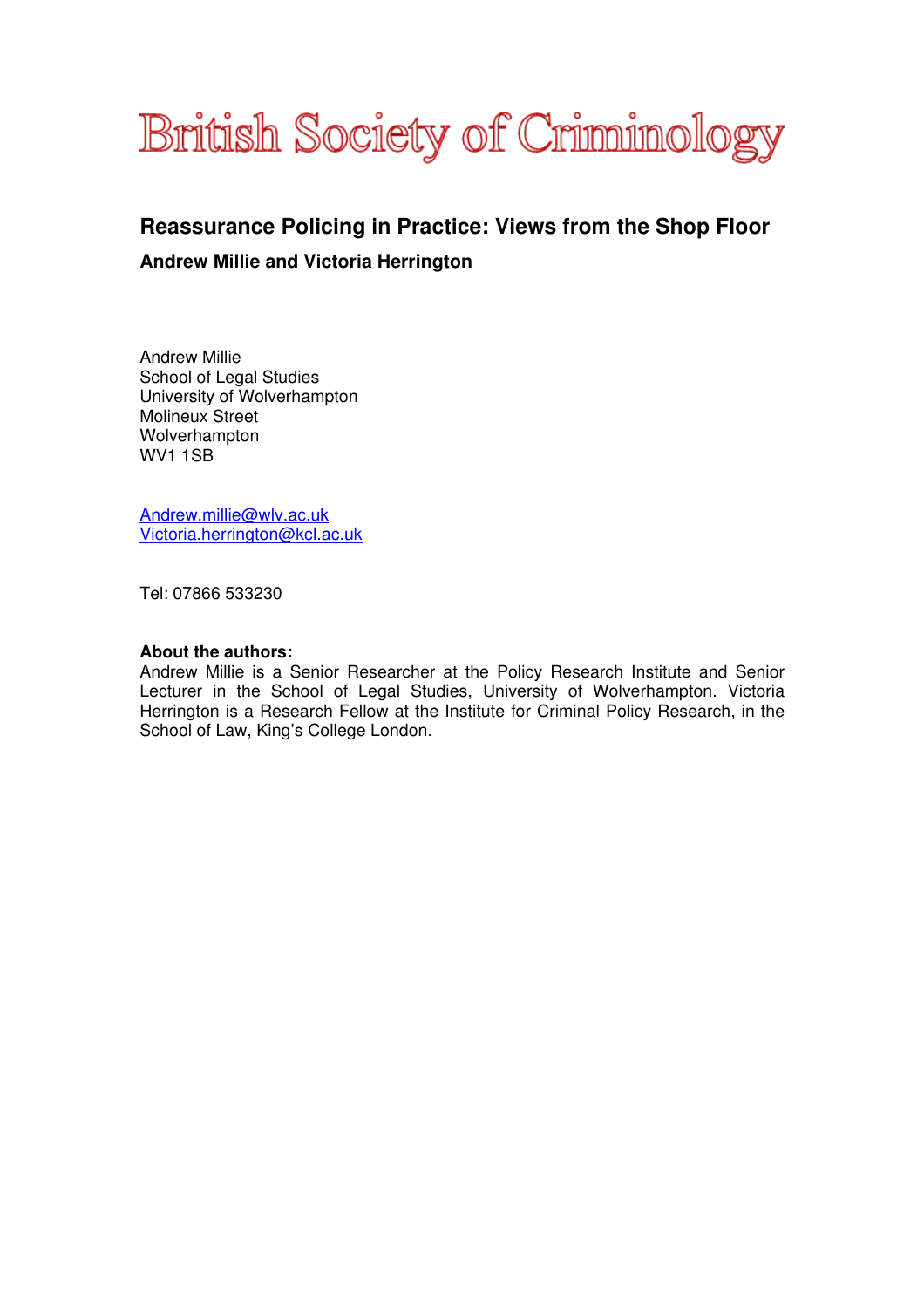# British Society of Criminology

## Reassurance Policing in Practice: Views from the Shop Floor

**Andrew Millie and Victoria Herrington**

Andrew Millie
School of Legal Studies
University of Wolverhampton
Molineux Street
Wolverhampton
WV1 1SB

Andrew.millie@wlv.ac.uk
Victoria.herrington@kcl.ac.uk

Tel: 07866 533230

**About the authors:**
Andrew Millie is a Senior Researcher at the Policy Research Institute and Senior Lecturer in the School of Legal Studies, University of Wolverhampton. Victoria Herrington is a Research Fellow at the Institute for Criminal Policy Research, in the School of Law, King's College London.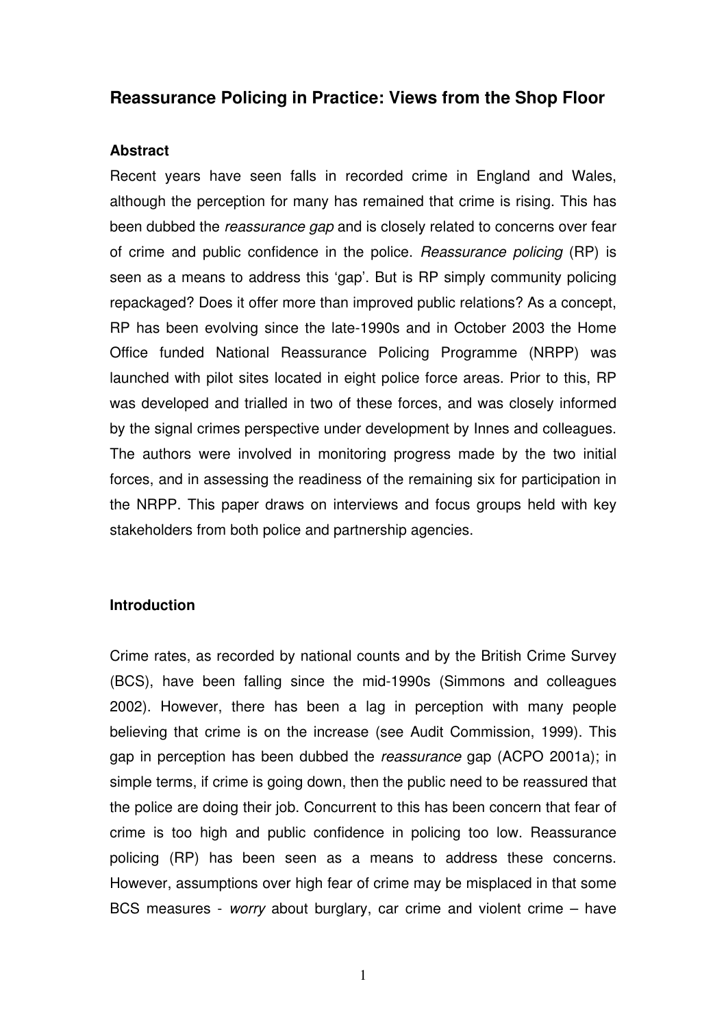## Reassurance Policing in Practice: Views from the Shop Floor

### Abstract

Recent years have seen falls in recorded crime in England and Wales, although the perception for many has remained that crime is rising. This has been dubbed the *reassurance gap* and is closely related to concerns over fear of crime and public confidence in the police. *Reassurance policing* (RP) is seen as a means to address this 'gap'. But is RP simply community policing repackaged? Does it offer more than improved public relations? As a concept, RP has been evolving since the late-1990s and in October 2003 the Home Office funded National Reassurance Policing Programme (NRPP) was launched with pilot sites located in eight police force areas. Prior to this, RP was developed and trialled in two of these forces, and was closely informed by the signal crimes perspective under development by Innes and colleagues. The authors were involved in monitoring progress made by the two initial forces, and in assessing the readiness of the remaining six for participation in the NRPP. This paper draws on interviews and focus groups held with key stakeholders from both police and partnership agencies.

### Introduction

Crime rates, as recorded by national counts and by the British Crime Survey (BCS), have been falling since the mid-1990s (Simmons and colleagues 2002). However, there has been a lag in perception with many people believing that crime is on the increase (see Audit Commission, 1999). This gap in perception has been dubbed the *reassurance* gap (ACPO 2001a); in simple terms, if crime is going down, then the public need to be reassured that the police are doing their job. Concurrent to this has been concern that fear of crime is too high and public confidence in policing too low. Reassurance policing (RP) has been seen as a means to address these concerns. However, assumptions over high fear of crime may be misplaced in that some BCS measures - *worry* about burglary, car crime and violent crime – have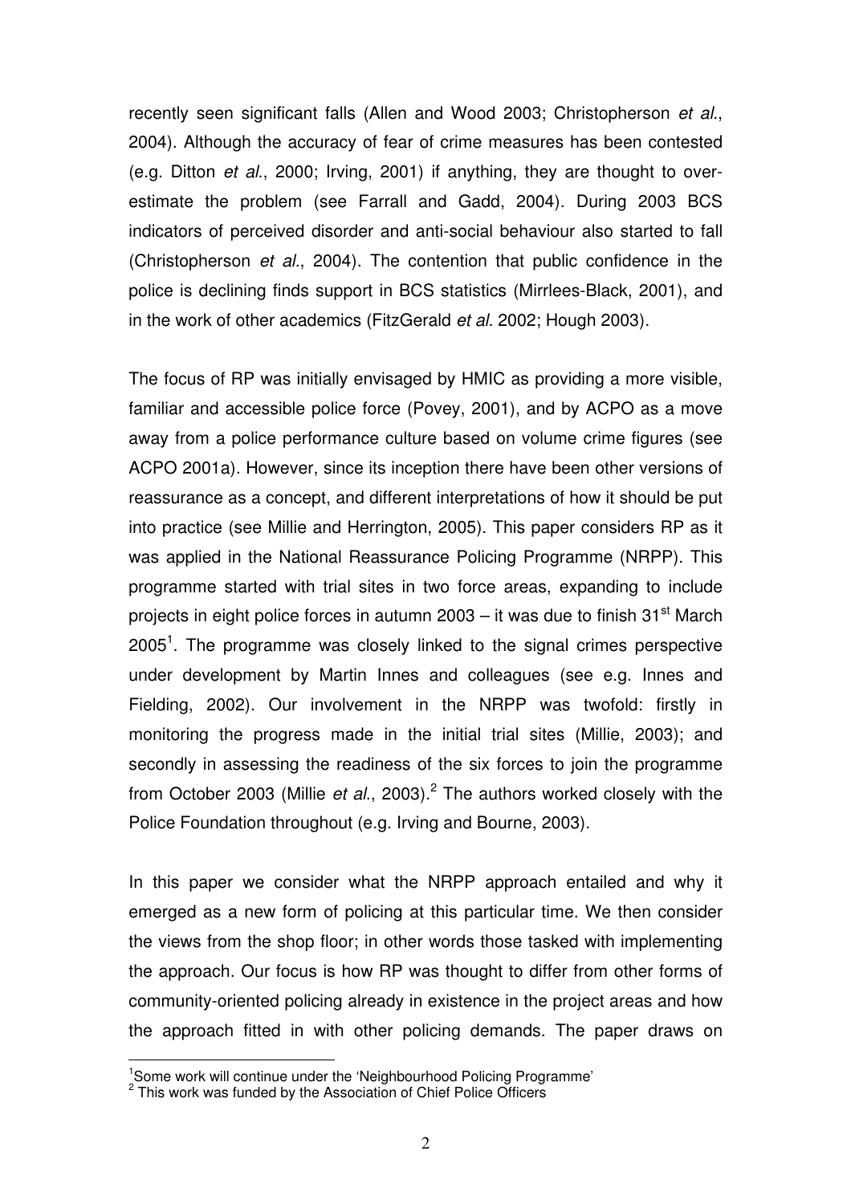recently seen significant falls (Allen and Wood 2003; Christopherson *et al.*, 2004). Although the accuracy of fear of crime measures has been contested (e.g. Ditton *et al.*, 2000; Irving, 2001) if anything, they are thought to over-estimate the problem (see Farrall and Gadd, 2004). During 2003 BCS indicators of perceived disorder and anti-social behaviour also started to fall (Christopherson *et al.*, 2004). The contention that public confidence in the police is declining finds support in BCS statistics (Mirrlees-Black, 2001), and in the work of other academics (FitzGerald *et al.* 2002; Hough 2003).

The focus of RP was initially envisaged by HMIC as providing a more visible, familiar and accessible police force (Povey, 2001), and by ACPO as a move away from a police performance culture based on volume crime figures (see ACPO 2001a). However, since its inception there have been other versions of reassurance as a concept, and different interpretations of how it should be put into practice (see Millie and Herrington, 2005). This paper considers RP as it was applied in the National Reassurance Policing Programme (NRPP). This programme started with trial sites in two force areas, expanding to include projects in eight police forces in autumn 2003 – it was due to finish 31st March 2005[1]. The programme was closely linked to the signal crimes perspective under development by Martin Innes and colleagues (see e.g. Innes and Fielding, 2002). Our involvement in the NRPP was twofold: firstly in monitoring the progress made in the initial trial sites (Millie, 2003); and secondly in assessing the readiness of the six forces to join the programme from October 2003 (Millie *et al.*, 2003).[2] The authors worked closely with the Police Foundation throughout (e.g. Irving and Bourne, 2003).

In this paper we consider what the NRPP approach entailed and why it emerged as a new form of policing at this particular time. We then consider the views from the shop floor; in other words those tasked with implementing the approach. Our focus is how RP was thought to differ from other forms of community-oriented policing already in existence in the project areas and how the approach fitted in with other policing demands. The paper draws on

---

[1] Some work will continue under the 'Neighbourhood Policing Programme'

[2] This work was funded by the Association of Chief Police Officers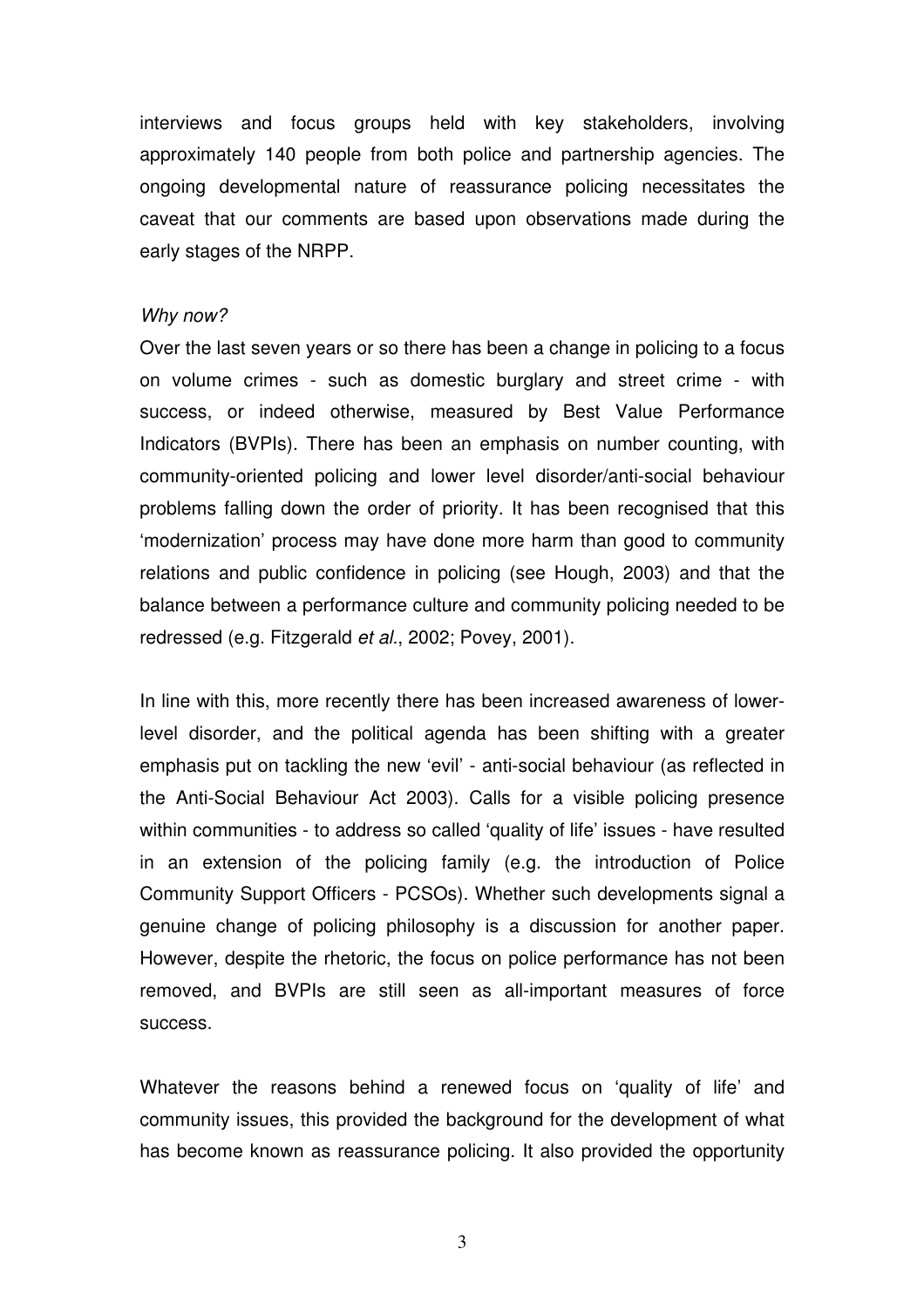interviews and focus groups held with key stakeholders, involving approximately 140 people from both police and partnership agencies. The ongoing developmental nature of reassurance policing necessitates the caveat that our comments are based upon observations made during the early stages of the NRPP.

*Why now?*

Over the last seven years or so there has been a change in policing to a focus on volume crimes - such as domestic burglary and street crime - with success, or indeed otherwise, measured by Best Value Performance Indicators (BVPIs). There has been an emphasis on number counting, with community-oriented policing and lower level disorder/anti-social behaviour problems falling down the order of priority. It has been recognised that this 'modernization' process may have done more harm than good to community relations and public confidence in policing (see Hough, 2003) and that the balance between a performance culture and community policing needed to be redressed (e.g. Fitzgerald *et al.*, 2002; Povey, 2001).

In line with this, more recently there has been increased awareness of lower-level disorder, and the political agenda has been shifting with a greater emphasis put on tackling the new 'evil' - anti-social behaviour (as reflected in the Anti-Social Behaviour Act 2003). Calls for a visible policing presence within communities - to address so called 'quality of life' issues - have resulted in an extension of the policing family (e.g. the introduction of Police Community Support Officers - PCSOs). Whether such developments signal a genuine change of policing philosophy is a discussion for another paper. However, despite the rhetoric, the focus on police performance has not been removed, and BVPIs are still seen as all-important measures of force success.

Whatever the reasons behind a renewed focus on 'quality of life' and community issues, this provided the background for the development of what has become known as reassurance policing. It also provided the opportunity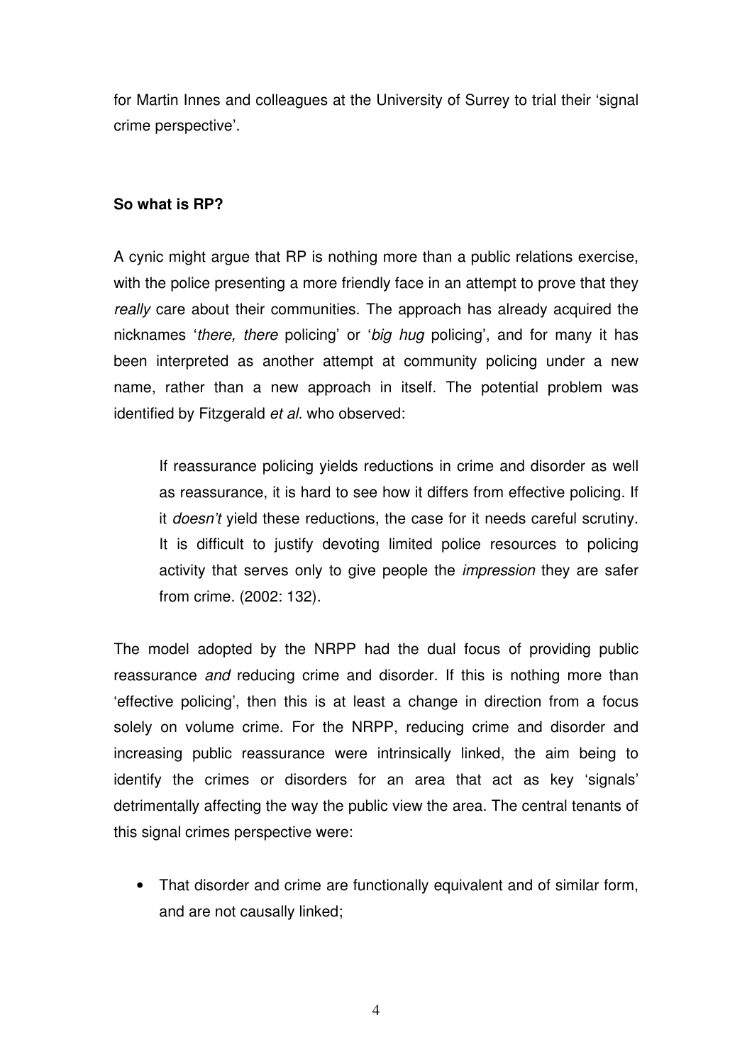for Martin Innes and colleagues at the University of Surrey to trial their 'signal crime perspective'.

**So what is RP?**

A cynic might argue that RP is nothing more than a public relations exercise, with the police presenting a more friendly face in an attempt to prove that they *really* care about their communities. The approach has already acquired the nicknames '*there, there* policing' or '*big hug* policing', and for many it has been interpreted as another attempt at community policing under a new name, rather than a new approach in itself. The potential problem was identified by Fitzgerald *et al.* who observed:

> If reassurance policing yields reductions in crime and disorder as well as reassurance, it is hard to see how it differs from effective policing. If it *doesn't* yield these reductions, the case for it needs careful scrutiny. It is difficult to justify devoting limited police resources to policing activity that serves only to give people the *impression* they are safer from crime. (2002: 132).

The model adopted by the NRPP had the dual focus of providing public reassurance *and* reducing crime and disorder. If this is nothing more than 'effective policing', then this is at least a change in direction from a focus solely on volume crime. For the NRPP, reducing crime and disorder and increasing public reassurance were intrinsically linked, the aim being to identify the crimes or disorders for an area that act as key 'signals' detrimentally affecting the way the public view the area. The central tenants of this signal crimes perspective were:

- That disorder and crime are functionally equivalent and of similar form, and are not causally linked;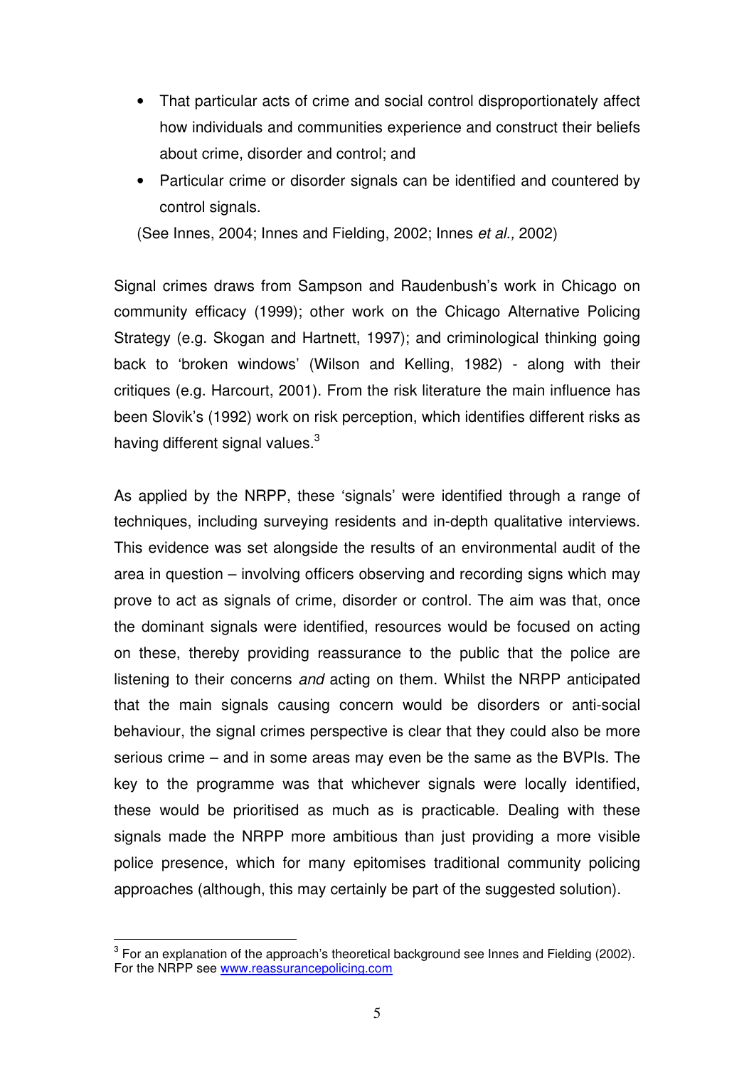- That particular acts of crime and social control disproportionately affect how individuals and communities experience and construct their beliefs about crime, disorder and control; and
- Particular crime or disorder signals can be identified and countered by control signals.

(See Innes, 2004; Innes and Fielding, 2002; Innes *et al.,* 2002)

Signal crimes draws from Sampson and Raudenbush's work in Chicago on community efficacy (1999); other work on the Chicago Alternative Policing Strategy (e.g. Skogan and Hartnett, 1997); and criminological thinking going back to 'broken windows' (Wilson and Kelling, 1982) - along with their critiques (e.g. Harcourt, 2001). From the risk literature the main influence has been Slovik's (1992) work on risk perception, which identifies different risks as having different signal values.[3]

As applied by the NRPP, these 'signals' were identified through a range of techniques, including surveying residents and in-depth qualitative interviews. This evidence was set alongside the results of an environmental audit of the area in question – involving officers observing and recording signs which may prove to act as signals of crime, disorder or control. The aim was that, once the dominant signals were identified, resources would be focused on acting on these, thereby providing reassurance to the public that the police are listening to their concerns *and* acting on them. Whilst the NRPP anticipated that the main signals causing concern would be disorders or anti-social behaviour, the signal crimes perspective is clear that they could also be more serious crime – and in some areas may even be the same as the BVPIs. The key to the programme was that whichever signals were locally identified, these would be prioritised as much as is practicable. Dealing with these signals made the NRPP more ambitious than just providing a more visible police presence, which for many epitomises traditional community policing approaches (although, this may certainly be part of the suggested solution).

[3] For an explanation of the approach's theoretical background see Innes and Fielding (2002). For the NRPP see www.reassurancepolicing.com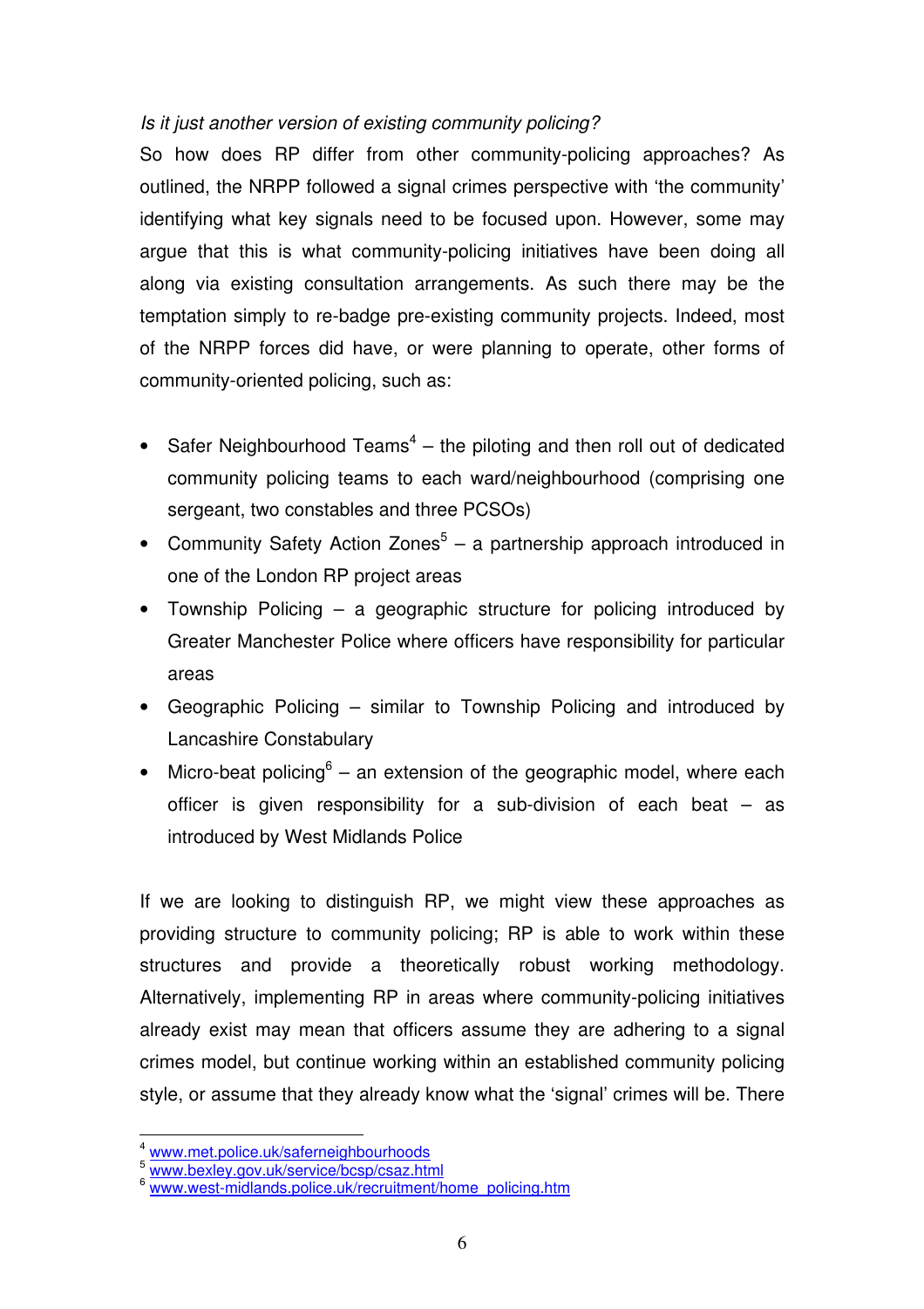*Is it just another version of existing community policing?*

So how does RP differ from other community-policing approaches? As outlined, the NRPP followed a signal crimes perspective with 'the community' identifying what key signals need to be focused upon. However, some may argue that this is what community-policing initiatives have been doing all along via existing consultation arrangements. As such there may be the temptation simply to re-badge pre-existing community projects. Indeed, most of the NRPP forces did have, or were planning to operate, other forms of community-oriented policing, such as:

- Safer Neighbourhood Teams[4] – the piloting and then roll out of dedicated community policing teams to each ward/neighbourhood (comprising one sergeant, two constables and three PCSOs)
- Community Safety Action Zones[5] – a partnership approach introduced in one of the London RP project areas
- Township Policing – a geographic structure for policing introduced by Greater Manchester Police where officers have responsibility for particular areas
- Geographic Policing – similar to Township Policing and introduced by Lancashire Constabulary
- Micro-beat policing[6] – an extension of the geographic model, where each officer is given responsibility for a sub-division of each beat – as introduced by West Midlands Police

If we are looking to distinguish RP, we might view these approaches as providing structure to community policing; RP is able to work within these structures and provide a theoretically robust working methodology. Alternatively, implementing RP in areas where community-policing initiatives already exist may mean that officers assume they are adhering to a signal crimes model, but continue working within an established community policing style, or assume that they already know what the 'signal' crimes will be. There

[4] www.met.police.uk/saferneighbourhoods

[5] www.bexley.gov.uk/service/bcsp/csaz.html

[6] www.west-midlands.police.uk/recruitment/home_policing.htm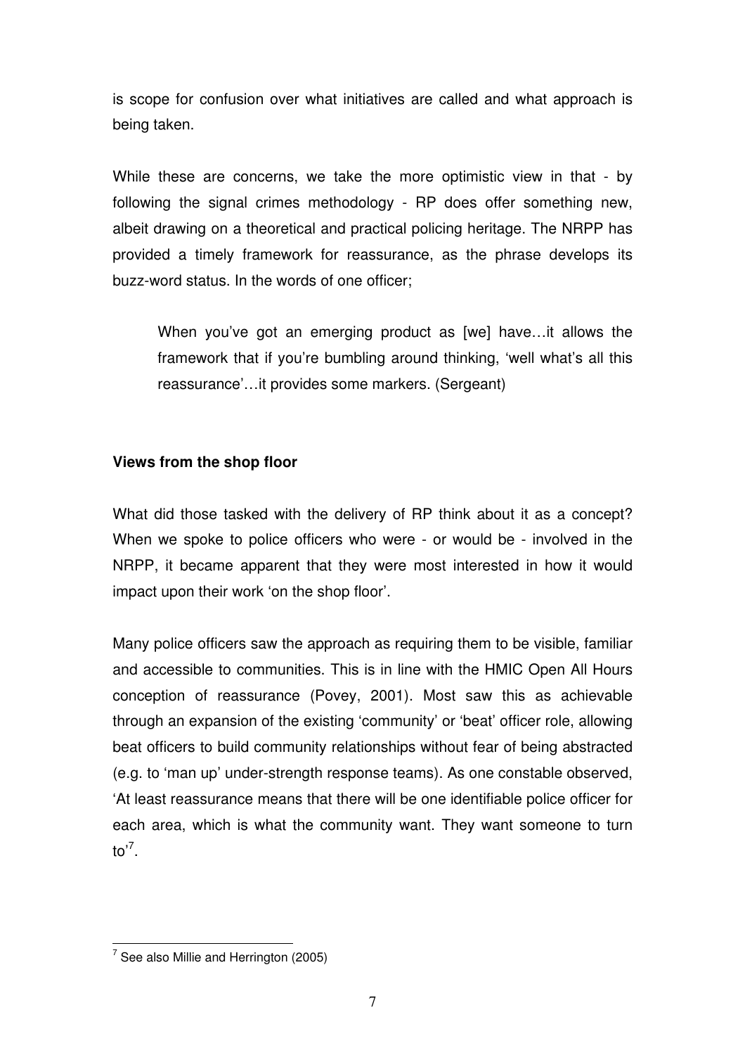is scope for confusion over what initiatives are called and what approach is being taken.

While these are concerns, we take the more optimistic view in that - by following the signal crimes methodology - RP does offer something new, albeit drawing on a theoretical and practical policing heritage. The NRPP has provided a timely framework for reassurance, as the phrase develops its buzz-word status. In the words of one officer;

> When you've got an emerging product as [we] have…it allows the framework that if you're bumbling around thinking, 'well what's all this reassurance'…it provides some markers. (Sergeant)

**Views from the shop floor**

What did those tasked with the delivery of RP think about it as a concept? When we spoke to police officers who were - or would be - involved in the NRPP, it became apparent that they were most interested in how it would impact upon their work 'on the shop floor'.

Many police officers saw the approach as requiring them to be visible, familiar and accessible to communities. This is in line with the HMIC Open All Hours conception of reassurance (Povey, 2001). Most saw this as achievable through an expansion of the existing 'community' or 'beat' officer role, allowing beat officers to build community relationships without fear of being abstracted (e.g. to 'man up' under-strength response teams). As one constable observed, 'At least reassurance means that there will be one identifiable police officer for each area, which is what the community want. They want someone to turn to'[7].

[7] See also Millie and Herrington (2005)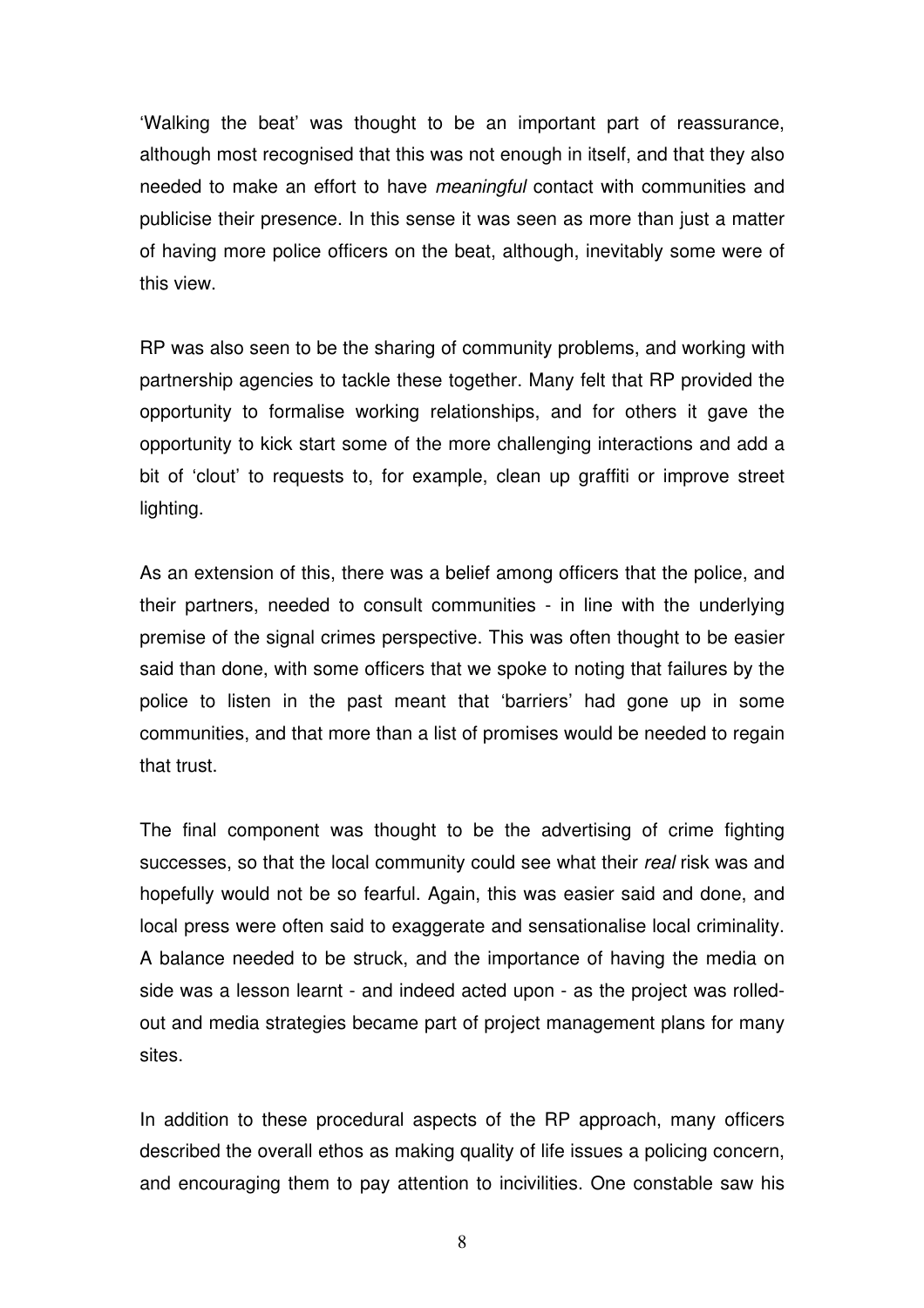'Walking the beat' was thought to be an important part of reassurance, although most recognised that this was not enough in itself, and that they also needed to make an effort to have *meaningful* contact with communities and publicise their presence. In this sense it was seen as more than just a matter of having more police officers on the beat, although, inevitably some were of this view.

RP was also seen to be the sharing of community problems, and working with partnership agencies to tackle these together. Many felt that RP provided the opportunity to formalise working relationships, and for others it gave the opportunity to kick start some of the more challenging interactions and add a bit of 'clout' to requests to, for example, clean up graffiti or improve street lighting.

As an extension of this, there was a belief among officers that the police, and their partners, needed to consult communities - in line with the underlying premise of the signal crimes perspective. This was often thought to be easier said than done, with some officers that we spoke to noting that failures by the police to listen in the past meant that 'barriers' had gone up in some communities, and that more than a list of promises would be needed to regain that trust.

The final component was thought to be the advertising of crime fighting successes, so that the local community could see what their *real* risk was and hopefully would not be so fearful. Again, this was easier said and done, and local press were often said to exaggerate and sensationalise local criminality. A balance needed to be struck, and the importance of having the media on side was a lesson learnt - and indeed acted upon - as the project was rolled-out and media strategies became part of project management plans for many sites.

In addition to these procedural aspects of the RP approach, many officers described the overall ethos as making quality of life issues a policing concern, and encouraging them to pay attention to incivilities. One constable saw his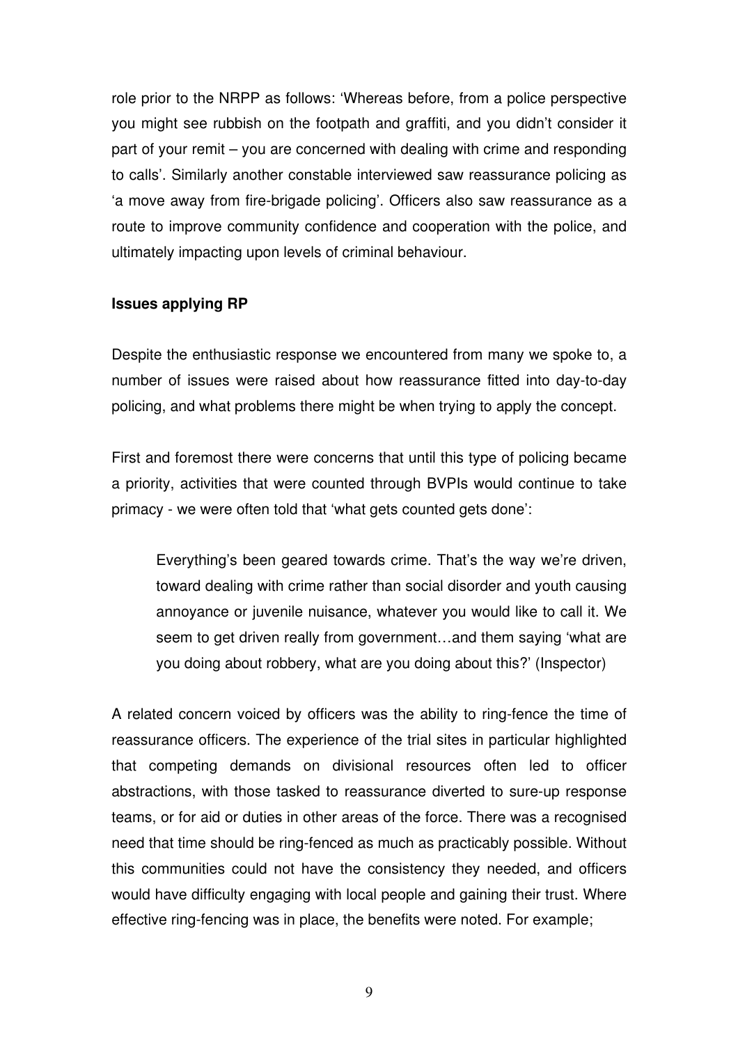role prior to the NRPP as follows: 'Whereas before, from a police perspective you might see rubbish on the footpath and graffiti, and you didn't consider it part of your remit – you are concerned with dealing with crime and responding to calls'. Similarly another constable interviewed saw reassurance policing as 'a move away from fire-brigade policing'. Officers also saw reassurance as a route to improve community confidence and cooperation with the police, and ultimately impacting upon levels of criminal behaviour.

**Issues applying RP**

Despite the enthusiastic response we encountered from many we spoke to, a number of issues were raised about how reassurance fitted into day-to-day policing, and what problems there might be when trying to apply the concept.

First and foremost there were concerns that until this type of policing became a priority, activities that were counted through BVPIs would continue to take primacy - we were often told that 'what gets counted gets done':

> Everything's been geared towards crime. That's the way we're driven, toward dealing with crime rather than social disorder and youth causing annoyance or juvenile nuisance, whatever you would like to call it. We seem to get driven really from government…and them saying 'what are you doing about robbery, what are you doing about this?' (Inspector)

A related concern voiced by officers was the ability to ring-fence the time of reassurance officers. The experience of the trial sites in particular highlighted that competing demands on divisional resources often led to officer abstractions, with those tasked to reassurance diverted to sure-up response teams, or for aid or duties in other areas of the force. There was a recognised need that time should be ring-fenced as much as practicably possible. Without this communities could not have the consistency they needed, and officers would have difficulty engaging with local people and gaining their trust. Where effective ring-fencing was in place, the benefits were noted. For example;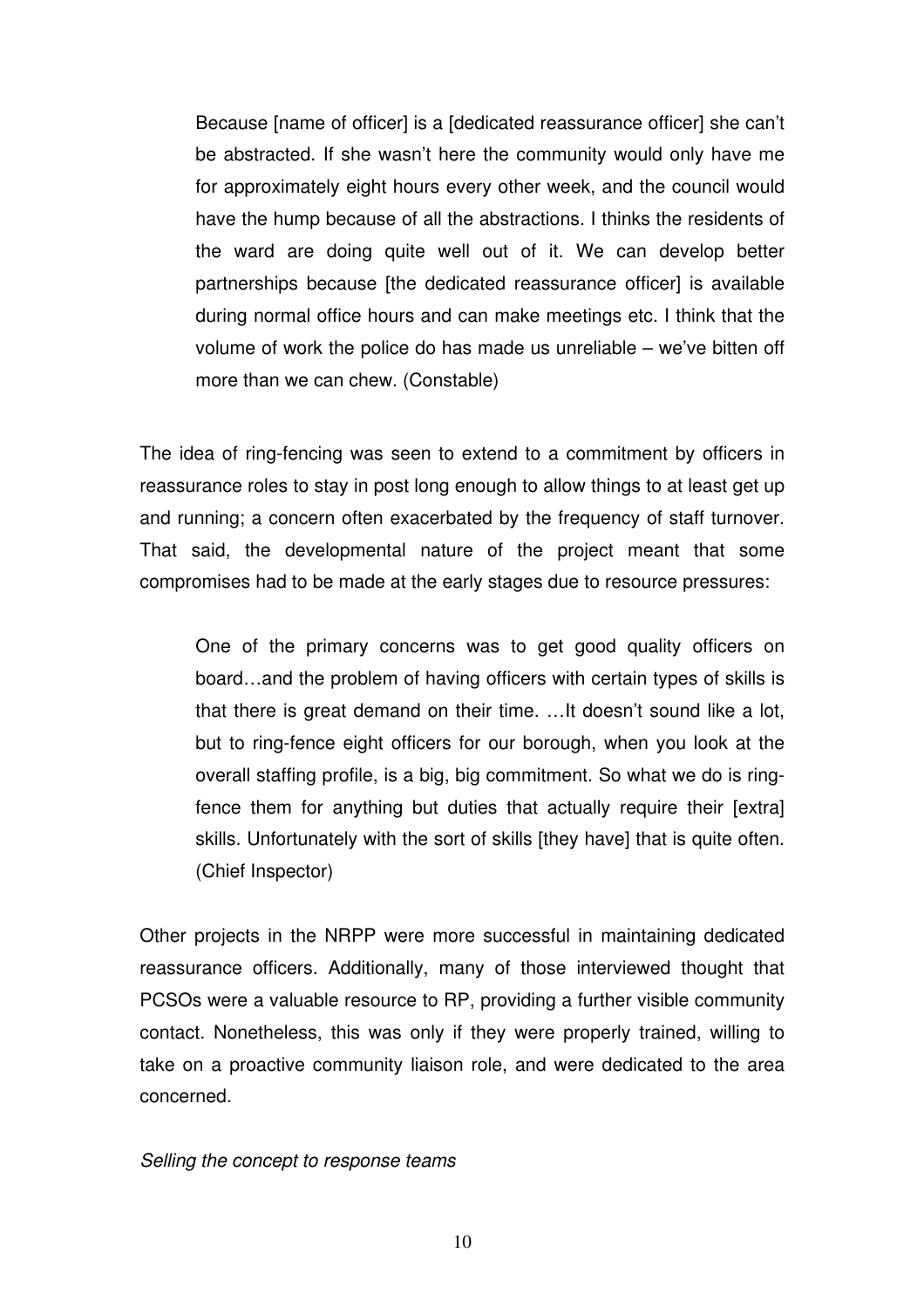> Because [name of officer] is a [dedicated reassurance officer] she can't be abstracted. If she wasn't here the community would only have me for approximately eight hours every other week, and the council would have the hump because of all the abstractions. I thinks the residents of the ward are doing quite well out of it. We can develop better partnerships because [the dedicated reassurance officer] is available during normal office hours and can make meetings etc. I think that the volume of work the police do has made us unreliable – we've bitten off more than we can chew. (Constable)

The idea of ring-fencing was seen to extend to a commitment by officers in reassurance roles to stay in post long enough to allow things to at least get up and running; a concern often exacerbated by the frequency of staff turnover. That said, the developmental nature of the project meant that some compromises had to be made at the early stages due to resource pressures:

> One of the primary concerns was to get good quality officers on board…and the problem of having officers with certain types of skills is that there is great demand on their time. …It doesn't sound like a lot, but to ring-fence eight officers for our borough, when you look at the overall staffing profile, is a big, big commitment. So what we do is ring-fence them for anything but duties that actually require their [extra] skills. Unfortunately with the sort of skills [they have] that is quite often. (Chief Inspector)

Other projects in the NRPP were more successful in maintaining dedicated reassurance officers. Additionally, many of those interviewed thought that PCSOs were a valuable resource to RP, providing a further visible community contact. Nonetheless, this was only if they were properly trained, willing to take on a proactive community liaison role, and were dedicated to the area concerned.

*Selling the concept to response teams*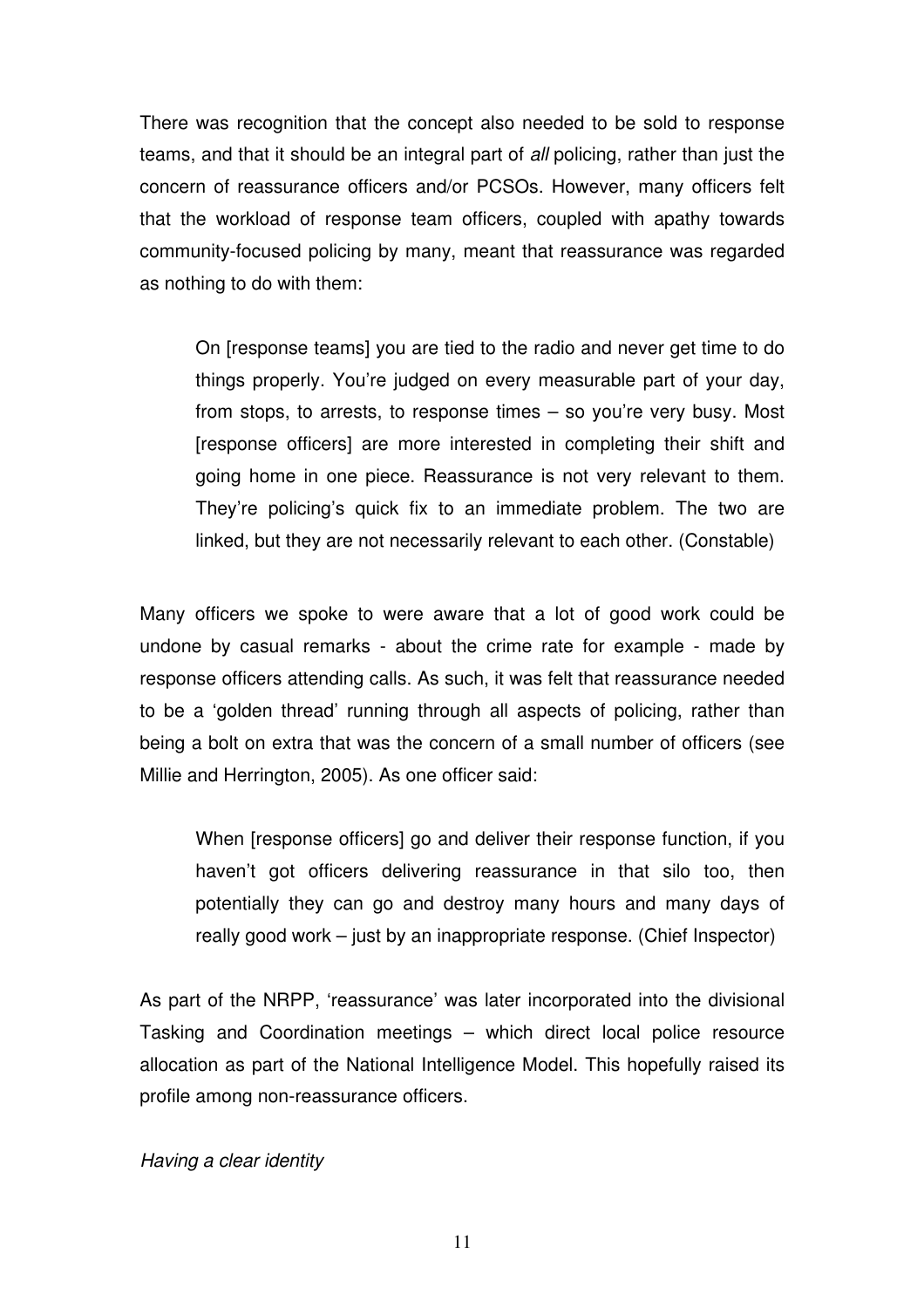There was recognition that the concept also needed to be sold to response teams, and that it should be an integral part of *all* policing, rather than just the concern of reassurance officers and/or PCSOs. However, many officers felt that the workload of response team officers, coupled with apathy towards community-focused policing by many, meant that reassurance was regarded as nothing to do with them:

> On [response teams] you are tied to the radio and never get time to do things properly. You're judged on every measurable part of your day, from stops, to arrests, to response times – so you're very busy. Most [response officers] are more interested in completing their shift and going home in one piece. Reassurance is not very relevant to them. They're policing's quick fix to an immediate problem. The two are linked, but they are not necessarily relevant to each other. (Constable)

Many officers we spoke to were aware that a lot of good work could be undone by casual remarks - about the crime rate for example - made by response officers attending calls. As such, it was felt that reassurance needed to be a 'golden thread' running through all aspects of policing, rather than being a bolt on extra that was the concern of a small number of officers (see Millie and Herrington, 2005). As one officer said:

> When [response officers] go and deliver their response function, if you haven't got officers delivering reassurance in that silo too, then potentially they can go and destroy many hours and many days of really good work – just by an inappropriate response. (Chief Inspector)

As part of the NRPP, 'reassurance' was later incorporated into the divisional Tasking and Coordination meetings – which direct local police resource allocation as part of the National Intelligence Model. This hopefully raised its profile among non-reassurance officers.

*Having a clear identity*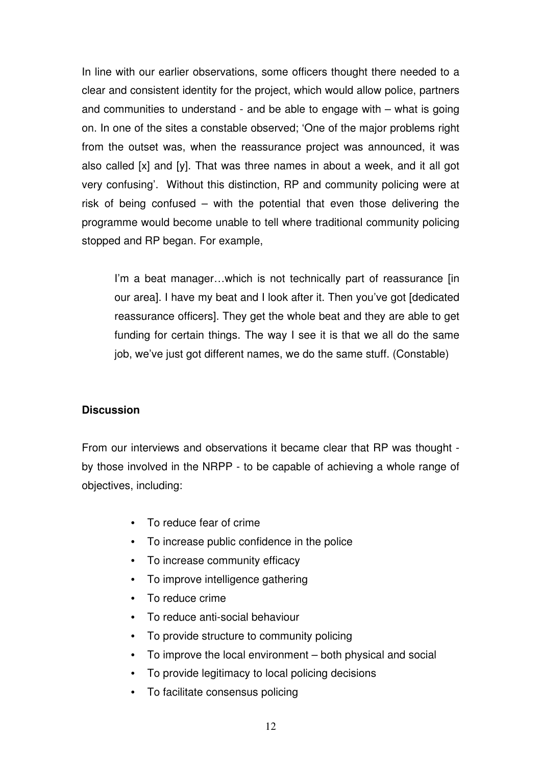In line with our earlier observations, some officers thought there needed to a clear and consistent identity for the project, which would allow police, partners and communities to understand - and be able to engage with – what is going on. In one of the sites a constable observed; 'One of the major problems right from the outset was, when the reassurance project was announced, it was also called [x] and [y]. That was three names in about a week, and it all got very confusing'. Without this distinction, RP and community policing were at risk of being confused – with the potential that even those delivering the programme would become unable to tell where traditional community policing stopped and RP began. For example,

> I'm a beat manager…which is not technically part of reassurance [in our area]. I have my beat and I look after it. Then you've got [dedicated reassurance officers]. They get the whole beat and they are able to get funding for certain things. The way I see it is that we all do the same job, we've just got different names, we do the same stuff. (Constable)

**Discussion**

From our interviews and observations it became clear that RP was thought - by those involved in the NRPP - to be capable of achieving a whole range of objectives, including:

- To reduce fear of crime
- To increase public confidence in the police
- To increase community efficacy
- To improve intelligence gathering
- To reduce crime
- To reduce anti-social behaviour
- To provide structure to community policing
- To improve the local environment – both physical and social
- To provide legitimacy to local policing decisions
- To facilitate consensus policing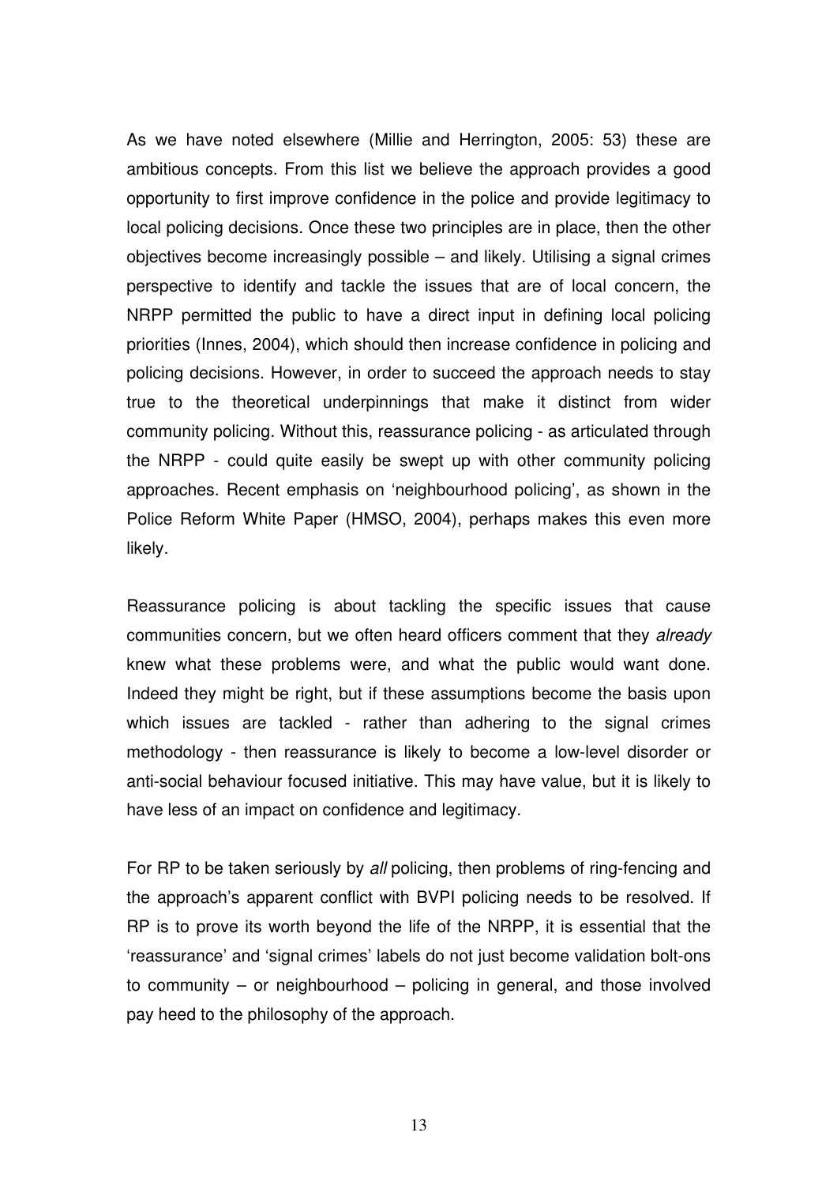As we have noted elsewhere (Millie and Herrington, 2005: 53) these are ambitious concepts. From this list we believe the approach provides a good opportunity to first improve confidence in the police and provide legitimacy to local policing decisions. Once these two principles are in place, then the other objectives become increasingly possible – and likely. Utilising a signal crimes perspective to identify and tackle the issues that are of local concern, the NRPP permitted the public to have a direct input in defining local policing priorities (Innes, 2004), which should then increase confidence in policing and policing decisions. However, in order to succeed the approach needs to stay true to the theoretical underpinnings that make it distinct from wider community policing. Without this, reassurance policing - as articulated through the NRPP - could quite easily be swept up with other community policing approaches. Recent emphasis on 'neighbourhood policing', as shown in the Police Reform White Paper (HMSO, 2004), perhaps makes this even more likely.

Reassurance policing is about tackling the specific issues that cause communities concern, but we often heard officers comment that they *already* knew what these problems were, and what the public would want done. Indeed they might be right, but if these assumptions become the basis upon which issues are tackled - rather than adhering to the signal crimes methodology - then reassurance is likely to become a low-level disorder or anti-social behaviour focused initiative. This may have value, but it is likely to have less of an impact on confidence and legitimacy.

For RP to be taken seriously by *all* policing, then problems of ring-fencing and the approach's apparent conflict with BVPI policing needs to be resolved. If RP is to prove its worth beyond the life of the NRPP, it is essential that the 'reassurance' and 'signal crimes' labels do not just become validation bolt-ons to community – or neighbourhood – policing in general, and those involved pay heed to the philosophy of the approach.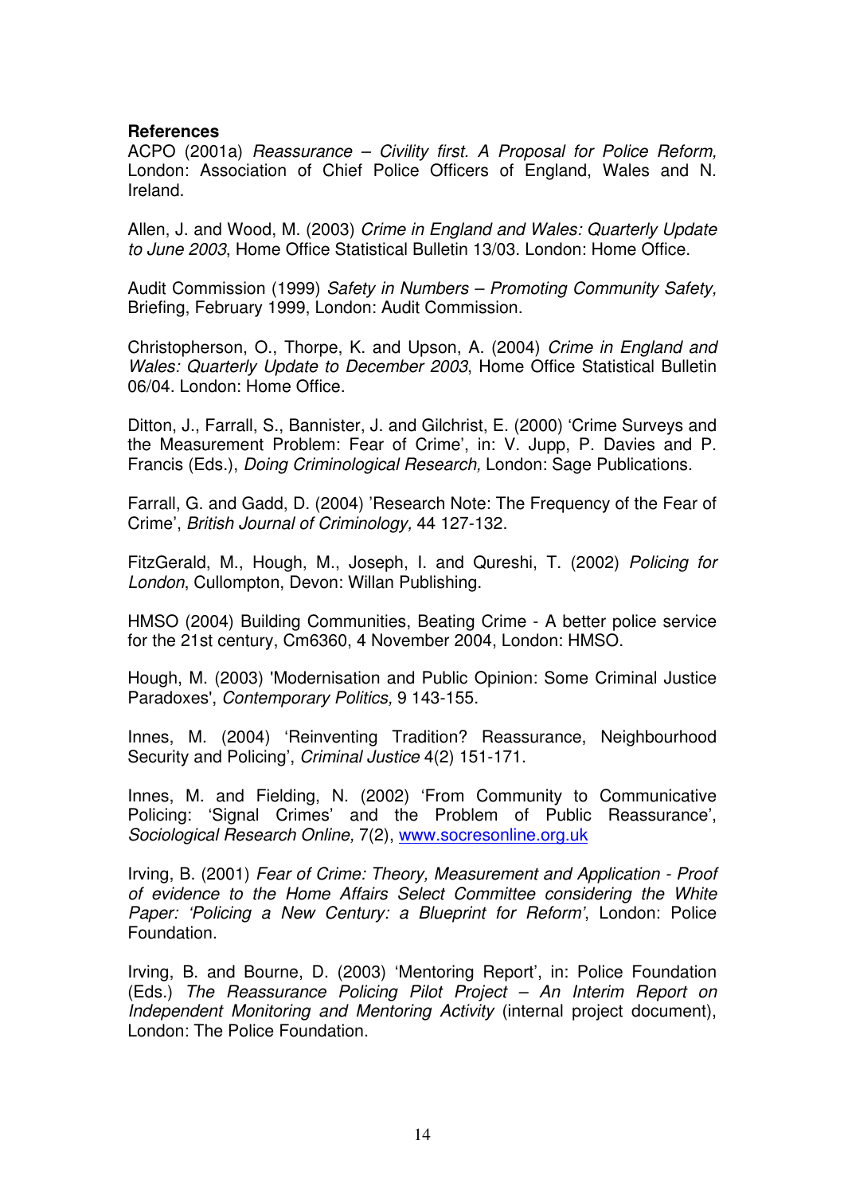**References**

ACPO (2001a) *Reassurance – Civility first. A Proposal for Police Reform,* London: Association of Chief Police Officers of England, Wales and N. Ireland.

Allen, J. and Wood, M. (2003) *Crime in England and Wales: Quarterly Update to June 2003*, Home Office Statistical Bulletin 13/03. London: Home Office.

Audit Commission (1999) *Safety in Numbers – Promoting Community Safety,* Briefing, February 1999, London: Audit Commission.

Christopherson, O., Thorpe, K. and Upson, A. (2004) *Crime in England and Wales: Quarterly Update to December 2003*, Home Office Statistical Bulletin 06/04. London: Home Office.

Ditton, J., Farrall, S., Bannister, J. and Gilchrist, E. (2000) 'Crime Surveys and the Measurement Problem: Fear of Crime', in: V. Jupp, P. Davies and P. Francis (Eds.), *Doing Criminological Research,* London: Sage Publications.

Farrall, G. and Gadd, D. (2004) 'Research Note: The Frequency of the Fear of Crime', *British Journal of Criminology,* 44 127-132.

FitzGerald, M., Hough, M., Joseph, I. and Qureshi, T. (2002) *Policing for London*, Cullompton, Devon: Willan Publishing.

HMSO (2004) Building Communities, Beating Crime - A better police service for the 21st century, Cm6360, 4 November 2004, London: HMSO.

Hough, M. (2003) 'Modernisation and Public Opinion: Some Criminal Justice Paradoxes', *Contemporary Politics,* 9 143-155.

Innes, M. (2004) 'Reinventing Tradition? Reassurance, Neighbourhood Security and Policing', *Criminal Justice* 4(2) 151-171.

Innes, M. and Fielding, N. (2002) 'From Community to Communicative Policing: 'Signal Crimes' and the Problem of Public Reassurance', *Sociological Research Online,* 7(2), www.socresonline.org.uk

Irving, B. (2001) *Fear of Crime: Theory, Measurement and Application - Proof of evidence to the Home Affairs Select Committee considering the White Paper: 'Policing a New Century: a Blueprint for Reform'*, London: Police Foundation.

Irving, B. and Bourne, D. (2003) 'Mentoring Report', in: Police Foundation (Eds.) *The Reassurance Policing Pilot Project – An Interim Report on Independent Monitoring and Mentoring Activity* (internal project document), London: The Police Foundation.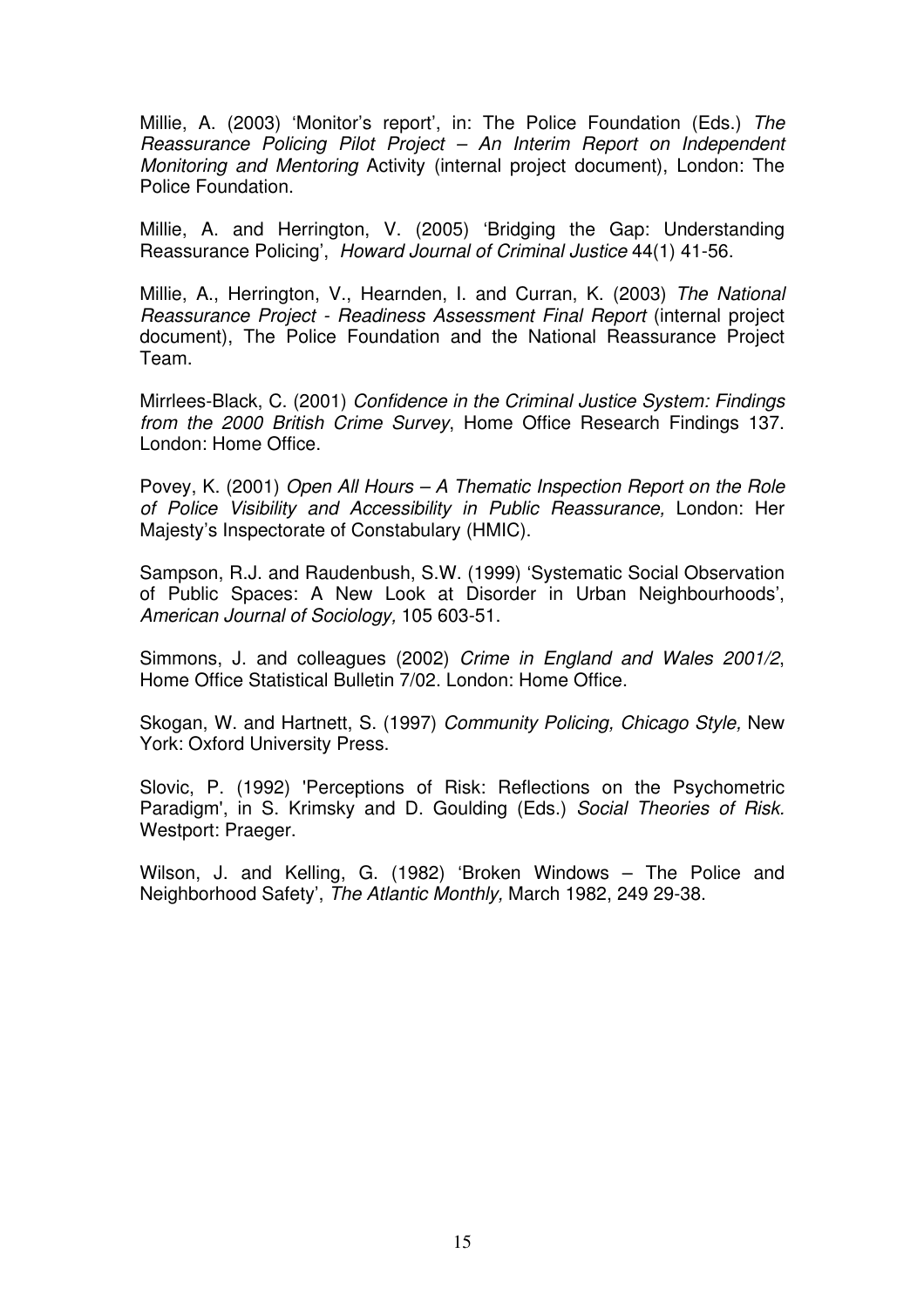Millie, A. (2003) 'Monitor's report', in: The Police Foundation (Eds.) *The Reassurance Policing Pilot Project – An Interim Report on Independent Monitoring and Mentoring* Activity (internal project document), London: The Police Foundation.

Millie, A. and Herrington, V. (2005) 'Bridging the Gap: Understanding Reassurance Policing', *Howard Journal of Criminal Justice* 44(1) 41-56.

Millie, A., Herrington, V., Hearnden, I. and Curran, K. (2003) *The National Reassurance Project - Readiness Assessment Final Report* (internal project document), The Police Foundation and the National Reassurance Project Team.

Mirrlees-Black, C. (2001) *Confidence in the Criminal Justice System: Findings from the 2000 British Crime Survey*, Home Office Research Findings 137. London: Home Office.

Povey, K. (2001) *Open All Hours – A Thematic Inspection Report on the Role of Police Visibility and Accessibility in Public Reassurance,* London: Her Majesty's Inspectorate of Constabulary (HMIC).

Sampson, R.J. and Raudenbush, S.W. (1999) 'Systematic Social Observation of Public Spaces: A New Look at Disorder in Urban Neighbourhoods', *American Journal of Sociology,* 105 603-51.

Simmons, J. and colleagues (2002) *Crime in England and Wales 2001/2*, Home Office Statistical Bulletin 7/02. London: Home Office.

Skogan, W. and Hartnett, S. (1997) *Community Policing, Chicago Style,* New York: Oxford University Press.

Slovic, P. (1992) 'Perceptions of Risk: Reflections on the Psychometric Paradigm', in S. Krimsky and D. Goulding (Eds.) *Social Theories of Risk.* Westport: Praeger.

Wilson, J. and Kelling, G. (1982) 'Broken Windows – The Police and Neighborhood Safety', *The Atlantic Monthly,* March 1982, 249 29-38.